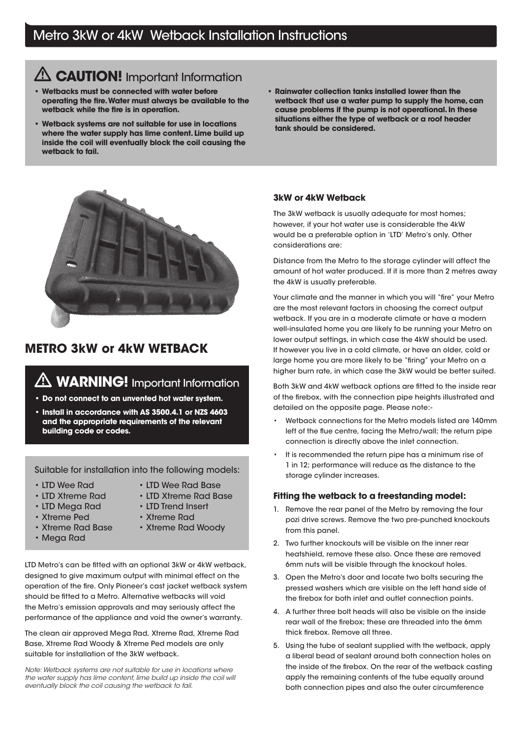# Metro 3kW or 4kW Wetback Installation Instructions

## ⚠ CAUTION! Important Information

- **Wetbacks must be connected with water before operating the fire. Water must always be available to the wetback while the fire is in operation.**
- **Wetback systems are not suitable for use in locations where the water supply has lime content. Lime build up inside the coil will eventually block the coil causing the wetback to fail.**
- **Rainwater collection tanks installed lower than the wetback that use a water pump to supply the home, can cause problems if the pump is not operational. In these situations either the type of wetback or a roof header tank should be considered.**

## METRO 3kW or 4kW WETBACK

## ⚠ WARNING! Important Information

- **Do not connect to an unvented hot water system.**
- **Install in accordance with AS 3500.4.1 or NZS 4603 and the appropriate requirements of the relevant building code or codes.**

Suitable for installation into the following models:

- LTD Wee Rad
- LTD Xtreme Rad
- LTD Mega Rad
- Xtreme Ped
- Xtreme Rad Base
- Mega Rad
- LTD Wee Rad Base
- LTD Xtreme Rad Base
- LTD Trend Insert
- Xtreme Rad
- Xtreme Rad Woody

LTD Metro's can be fitted with an optional 3kW or 4kW wetback, designed to give maximum output with minimal effect on the operation of the fire. Only Pioneer's cast jacket wetback system should be fitted to a Metro. Alternative wetbacks will void the Metro's emission approvals and may seriously affect the performance of the appliance and void the owner's warranty.

The clean air approved Mega Rad, Xtreme Rad, Xtreme Rad Base, Xtreme Rad Woody & Xtreme Ped models are only suitable for installation of the 3kW wetback.

*Note: Wetback systems are not suitable for use in locations where the water supply has lime content, lime build up inside the coil will eventually block the coil causing the wetback to fail.*

### 3kW or 4kW Wetback

The 3kW wetback is usually adequate for most homes; however, if your hot water use is considerable the 4kW would be a preferable option in 'LTD' Metro's only. Other considerations are:

Distance from the Metro to the storage cylinder will affect the amount of hot water produced. If it is more than 2 metres away the 4kW is usually preferable.

Your climate and the manner in which you will "fire" your Metro are the most relevant factors in choosing the correct output wetback. If you are in a moderate climate or have a modern well-insulated home you are likely to be running your Metro on lower output settings, in which case the 4kW should be used. If however you live in a cold climate, or have an older, cold or large home you are more likely to be "firing" your Metro on a higher burn rate, in which case the 3kW would be better suited.

Both 3kW and 4kW wetback options are fitted to the inside rear of the firebox, with the connection pipe heights illustrated and detailed on the opposite page. Please note:-

- Wetback connections for the Metro models listed are 140mm left of the flue centre, facing the Metro/wall; the return pipe connection is directly above the inlet connection.
- It is recommended the return pipe has a minimum rise of 1 in 12; performance will reduce as the distance to the storage cylinder increases.

### Fitting the wetback to a freestanding model:

1. Remove the rear panel of the Metro by removing the four pozi drive screws. Remove the two pre-punched knockouts from this panel.
2. Two further knockouts will be visible on the inner rear heatshield, remove these also. Once these are removed 6mm nuts will be visible through the knockout holes.
3. Open the Metro's door and locate two bolts securing the pressed washers which are visible on the left hand side of the firebox for both inlet and outlet connection points.
4. A further three bolt heads will also be visible on the inside rear wall of the firebox; these are threaded into the 6mm thick firebox. Remove all three.
5. Using the tube of sealant supplied with the wetback, apply a liberal bead of sealant around both connection holes on the inside of the firebox. On the rear of the wetback casting apply the remaining contents of the tube equally around both connection pipes and also the outer circumference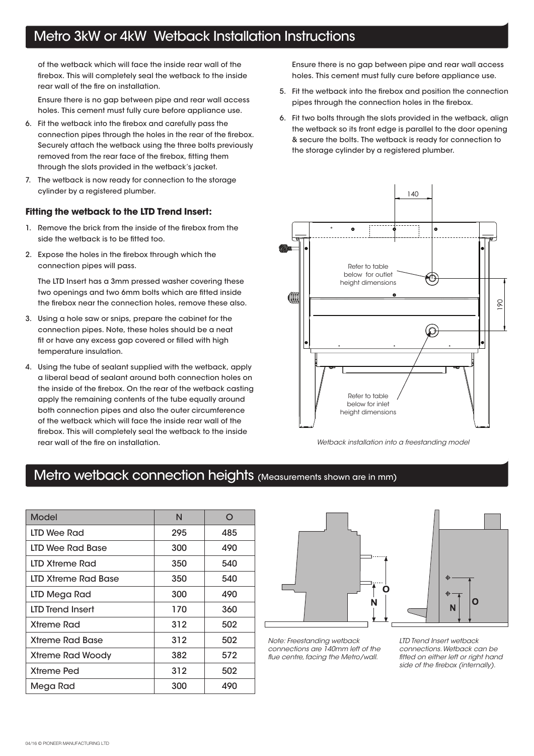# Metro 3kW or 4kW Wetback Installation Instructions

of the wetback which will face the inside rear wall of the firebox. This will completely seal the wetback to the inside rear wall of the fire on installation.

Ensure there is no gap between pipe and rear wall access holes. This cement must fully cure before appliance use.

6. Fit the wetback into the firebox and carefully pass the connection pipes through the holes in the rear of the firebox. Securely attach the wetback using the three bolts previously removed from the rear face of the firebox, fitting them through the slots provided in the wetback's jacket.
7. The wetback is now ready for connection to the storage cylinder by a registered plumber.

### Fitting the wetback to the LTD Trend Insert:

1. Remove the brick from the inside of the firebox from the side the wetback is to be fitted too.
2. Expose the holes in the firebox through which the connection pipes will pass.

   The LTD Insert has a 3mm pressed washer covering these two openings and two 6mm bolts which are fitted inside the firebox near the connection holes, remove these also.
3. Using a hole saw or snips, prepare the cabinet for the connection pipes. Note, these holes should be a neat fit or have any excess gap covered or filled with high temperature insulation.
4. Using the tube of sealant supplied with the wetback, apply a liberal bead of sealant around both connection holes on the inside of the firebox. On the rear of the wetback casting apply the remaining contents of the tube equally around both connection pipes and also the outer circumference of the wetback which will face the inside rear wall of the firebox. This will completely seal the wetback to the inside rear wall of the fire on installation.

   Ensure there is no gap between pipe and rear wall access holes. This cement must fully cure before appliance use.
5. Fit the wetback into the firebox and position the connection pipes through the connection holes in the firebox.
6. Fit two bolts through the slots provided in the wetback, align the wetback so its front edge is parallel to the door opening & secure the bolts. The wetback is ready for connection to the storage cylinder by a registered plumber.

140

190

Refer to table below for outlet height dimensions

Refer to table below for inlet height dimensions

*Wetback installation into a freestanding model*

## Metro wetback connection heights (Measurements shown are in mm)

| Model | N | O |
|---|---|---|
| LTD Wee Rad | 295 | 485 |
| LTD Wee Rad Base | 300 | 490 |
| LTD Xtreme Rad | 350 | 540 |
| LTD Xtreme Rad Base | 350 | 540 |
| LTD Mega Rad | 300 | 490 |
| LTD Trend Insert | 170 | 360 |
| Xtreme Rad | 312 | 502 |
| Xtreme Rad Base | 312 | 502 |
| Xtreme Rad Woody | 382 | 572 |
| Xtreme Ped | 312 | 502 |
| Mega Rad | 300 | 490 |

O

N

*Note: Freestanding wetback connections are 140mm left of the flue centre, facing the Metro/wall.*

*LTD Trend Insert wetback connections. Wetback can be fitted on either left or right hand side of the firebox (internally).*